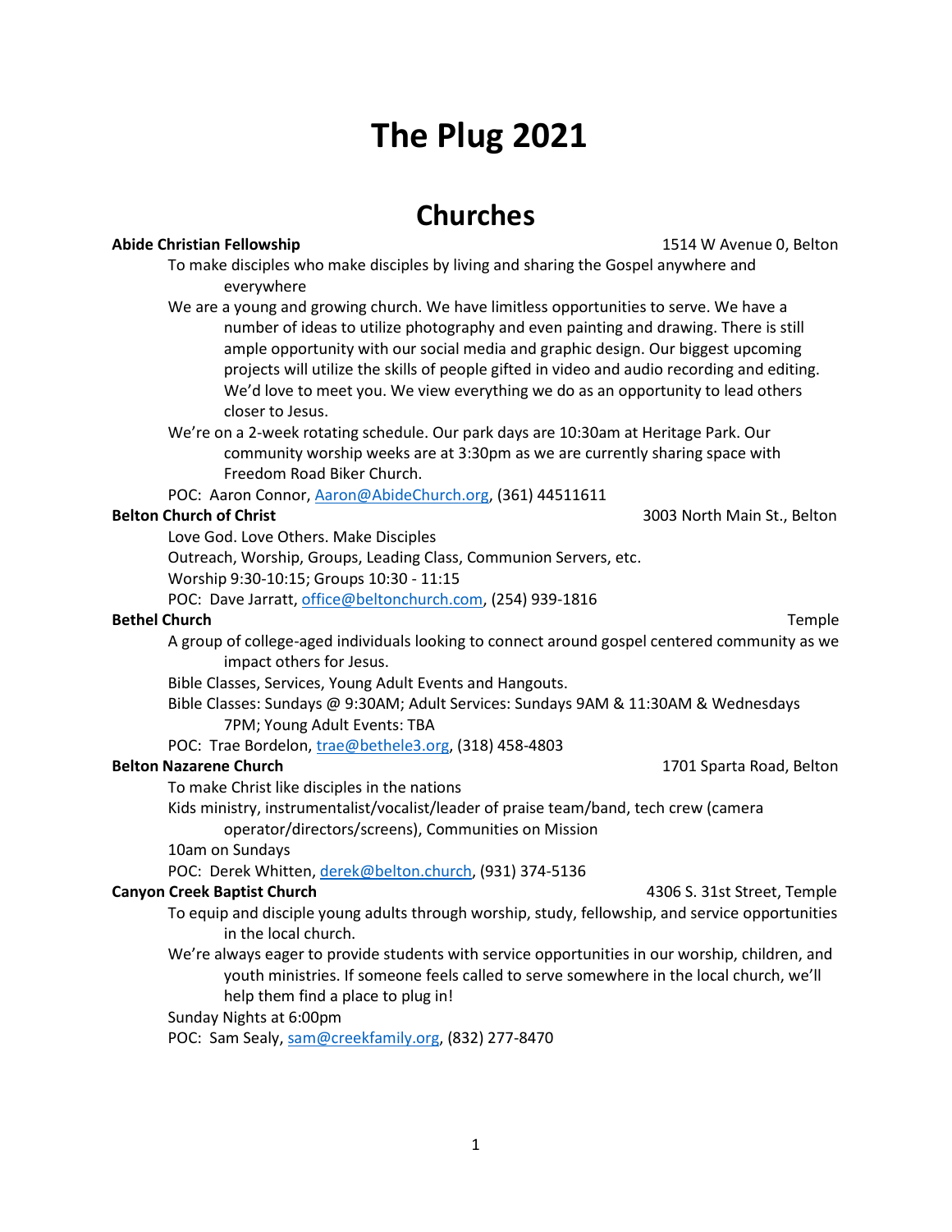# The Plug 2021

## Churches

**Abide Christian Fellowship** — 1514 W Avenue 0, Belton

To make disciples who make disciples by living and sharing the Gospel anywhere and everywhere

We are a young and growing church. We have limitless opportunities to serve. We have a number of ideas to utilize photography and even painting and drawing. There is still ample opportunity with our social media and graphic design. Our biggest upcoming projects will utilize the skills of people gifted in video and audio recording and editing. We'd love to meet you. We view everything we do as an opportunity to lead others closer to Jesus.

We're on a 2-week rotating schedule. Our park days are 10:30am at Heritage Park. Our community worship weeks are at 3:30pm as we are currently sharing space with Freedom Road Biker Church.

POC: Aaron Connor, Aaron@AbideChurch.org, (361) 44511611

**Belton Church of Christ** — 3003 North Main St., Belton

Love God. Love Others. Make Disciples

Outreach, Worship, Groups, Leading Class, Communion Servers, etc.

Worship 9:30-10:15; Groups 10:30 - 11:15

POC: Dave Jarratt, office@beltonchurch.com, (254) 939-1816

**Bethel Church** — Temple

A group of college-aged individuals looking to connect around gospel centered community as we impact others for Jesus.

Bible Classes, Services, Young Adult Events and Hangouts.

Bible Classes: Sundays @ 9:30AM; Adult Services: Sundays 9AM & 11:30AM & Wednesdays 7PM; Young Adult Events: TBA

POC: Trae Bordelon, trae@bethele3.org, (318) 458-4803

**Belton Nazarene Church** — 1701 Sparta Road, Belton

To make Christ like disciples in the nations

Kids ministry, instrumentalist/vocalist/leader of praise team/band, tech crew (camera operator/directors/screens), Communities on Mission

10am on Sundays

POC: Derek Whitten, derek@belton.church, (931) 374-5136

**Canyon Creek Baptist Church** — 4306 S. 31st Street, Temple

To equip and disciple young adults through worship, study, fellowship, and service opportunities in the local church.

We're always eager to provide students with service opportunities in our worship, children, and youth ministries. If someone feels called to serve somewhere in the local church, we'll help them find a place to plug in!

Sunday Nights at 6:00pm

POC: Sam Sealy, sam@creekfamily.org, (832) 277-8470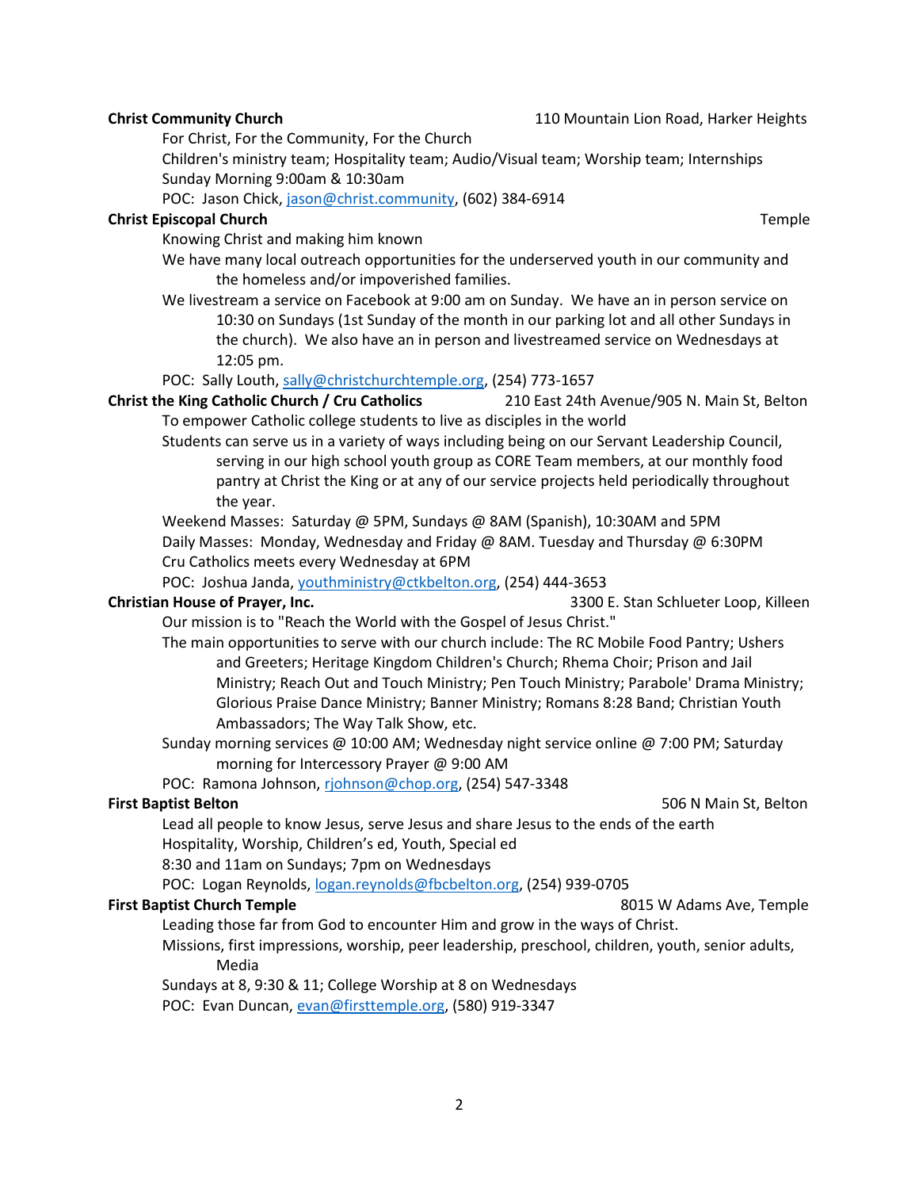**Christ Community Church** 110 Mountain Lion Road, Harker Heights

For Christ, For the Community, For the Church

Children's ministry team; Hospitality team; Audio/Visual team; Worship team; Internships

Sunday Morning 9:00am & 10:30am

POC: Jason Chick, jason@christ.community, (602) 384-6914

**Christ Episcopal Church** Temple

Knowing Christ and making him known

We have many local outreach opportunities for the underserved youth in our community and the homeless and/or impoverished families.

We livestream a service on Facebook at 9:00 am on Sunday. We have an in person service on 10:30 on Sundays (1st Sunday of the month in our parking lot and all other Sundays in the church). We also have an in person and livestreamed service on Wednesdays at 12:05 pm.

POC: Sally Louth, sally@christchurchtemple.org, (254) 773-1657

**Christ the King Catholic Church / Cru Catholics** 210 East 24th Avenue/905 N. Main St, Belton

To empower Catholic college students to live as disciples in the world

Students can serve us in a variety of ways including being on our Servant Leadership Council, serving in our high school youth group as CORE Team members, at our monthly food pantry at Christ the King or at any of our service projects held periodically throughout the year.

Weekend Masses: Saturday @ 5PM, Sundays @ 8AM (Spanish), 10:30AM and 5PM

Daily Masses: Monday, Wednesday and Friday @ 8AM. Tuesday and Thursday @ 6:30PM

Cru Catholics meets every Wednesday at 6PM

POC: Joshua Janda, youthministry@ctkbelton.org, (254) 444-3653

**Christian House of Prayer, Inc.** 3300 E. Stan Schlueter Loop, Killeen

Our mission is to "Reach the World with the Gospel of Jesus Christ."

The main opportunities to serve with our church include: The RC Mobile Food Pantry; Ushers and Greeters; Heritage Kingdom Children's Church; Rhema Choir; Prison and Jail Ministry; Reach Out and Touch Ministry; Pen Touch Ministry; Parabole' Drama Ministry; Glorious Praise Dance Ministry; Banner Ministry; Romans 8:28 Band; Christian Youth Ambassadors; The Way Talk Show, etc.

Sunday morning services @ 10:00 AM; Wednesday night service online @ 7:00 PM; Saturday morning for Intercessory Prayer @ 9:00 AM

POC: Ramona Johnson, rjohnson@chop.org, (254) 547-3348

**First Baptist Belton** 506 N Main St, Belton

Lead all people to know Jesus, serve Jesus and share Jesus to the ends of the earth

Hospitality, Worship, Children's ed, Youth, Special ed

8:30 and 11am on Sundays; 7pm on Wednesdays

POC: Logan Reynolds, logan.reynolds@fbcbelton.org, (254) 939-0705

**First Baptist Church Temple** 8015 W Adams Ave, Temple

Leading those far from God to encounter Him and grow in the ways of Christ.

Missions, first impressions, worship, peer leadership, preschool, children, youth, senior adults, Media

Sundays at 8, 9:30 & 11; College Worship at 8 on Wednesdays

POC: Evan Duncan, evan@firsttemple.org, (580) 919-3347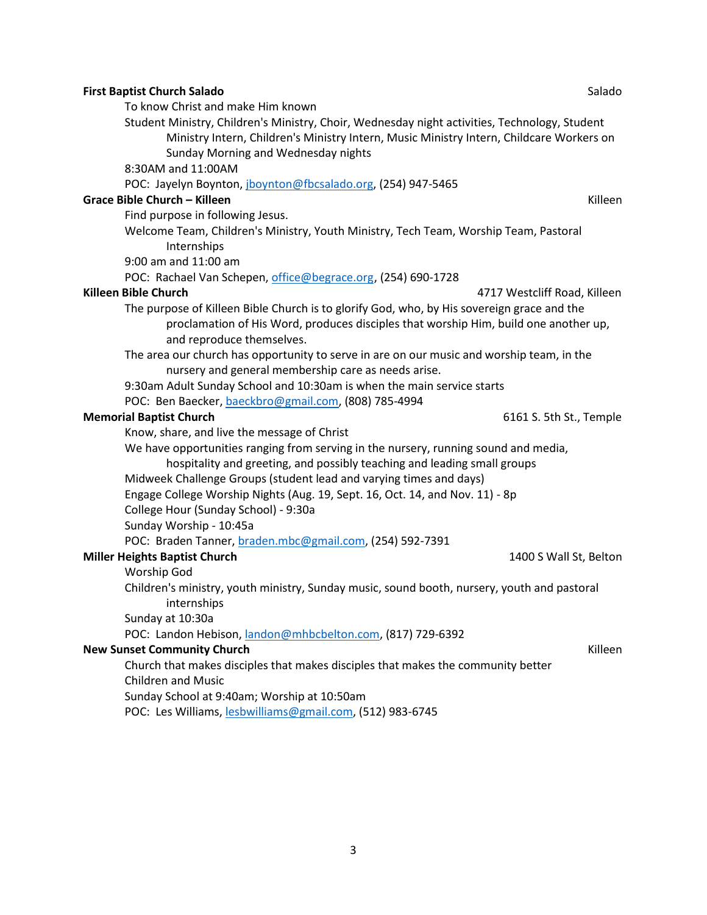**First Baptist Church Salado** Salado

To know Christ and make Him known

Student Ministry, Children's Ministry, Choir, Wednesday night activities, Technology, Student Ministry Intern, Children's Ministry Intern, Music Ministry Intern, Childcare Workers on Sunday Morning and Wednesday nights

8:30AM and 11:00AM

POC: Jayelyn Boynton, jboynton@fbcsalado.org, (254) 947-5465

**Grace Bible Church – Killeen** Killeen

Find purpose in following Jesus.

Welcome Team, Children's Ministry, Youth Ministry, Tech Team, Worship Team, Pastoral Internships

9:00 am and 11:00 am

POC: Rachael Van Schepen, office@begrace.org, (254) 690-1728

**Killeen Bible Church** 4717 Westcliff Road, Killeen

The purpose of Killeen Bible Church is to glorify God, who, by His sovereign grace and the proclamation of His Word, produces disciples that worship Him, build one another up, and reproduce themselves.

The area our church has opportunity to serve in are on our music and worship team, in the nursery and general membership care as needs arise.

9:30am Adult Sunday School and 10:30am is when the main service starts

POC: Ben Baecker, baeckbro@gmail.com, (808) 785-4994

**Memorial Baptist Church** 6161 S. 5th St., Temple

Know, share, and live the message of Christ

We have opportunities ranging from serving in the nursery, running sound and media, hospitality and greeting, and possibly teaching and leading small groups

Midweek Challenge Groups (student lead and varying times and days)

Engage College Worship Nights (Aug. 19, Sept. 16, Oct. 14, and Nov. 11) - 8p

College Hour (Sunday School) - 9:30a

Sunday Worship - 10:45a

POC: Braden Tanner, braden.mbc@gmail.com, (254) 592-7391

**Miller Heights Baptist Church** 1400 S Wall St, Belton

Worship God

Children's ministry, youth ministry, Sunday music, sound booth, nursery, youth and pastoral internships

Sunday at 10:30a

POC: Landon Hebison, landon@mhbcbelton.com, (817) 729-6392

**New Sunset Community Church** Killeen

Church that makes disciples that makes disciples that makes the community better

Children and Music

Sunday School at 9:40am; Worship at 10:50am

POC: Les Williams, lesbwilliams@gmail.com, (512) 983-6745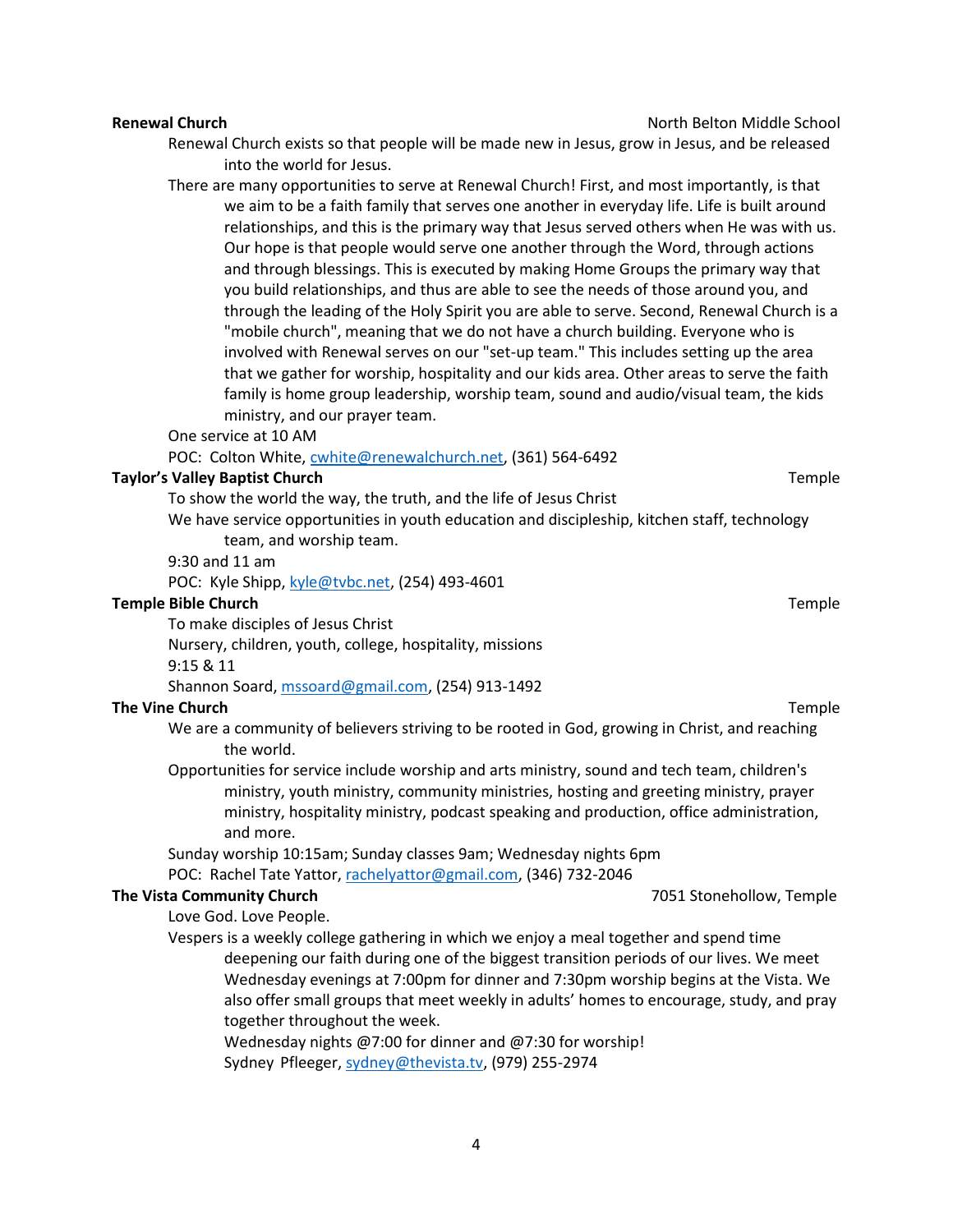**Renewal Church** North Belton Middle School

Renewal Church exists so that people will be made new in Jesus, grow in Jesus, and be released into the world for Jesus.

There are many opportunities to serve at Renewal Church! First, and most importantly, is that we aim to be a faith family that serves one another in everyday life. Life is built around relationships, and this is the primary way that Jesus served others when He was with us. Our hope is that people would serve one another through the Word, through actions and through blessings. This is executed by making Home Groups the primary way that you build relationships, and thus are able to see the needs of those around you, and through the leading of the Holy Spirit you are able to serve. Second, Renewal Church is a "mobile church", meaning that we do not have a church building. Everyone who is involved with Renewal serves on our "set-up team." This includes setting up the area that we gather for worship, hospitality and our kids area. Other areas to serve the faith family is home group leadership, worship team, sound and audio/visual team, the kids ministry, and our prayer team.

One service at 10 AM

POC: Colton White, cwhite@renewalchurch.net, (361) 564-6492

**Taylor's Valley Baptist Church** Temple

To show the world the way, the truth, and the life of Jesus Christ

We have service opportunities in youth education and discipleship, kitchen staff, technology team, and worship team.

9:30 and 11 am

POC: Kyle Shipp, kyle@tvbc.net, (254) 493-4601

**Temple Bible Church** Temple

To make disciples of Jesus Christ

Nursery, children, youth, college, hospitality, missions

9:15 & 11

Shannon Soard, mssoard@gmail.com, (254) 913-1492

**The Vine Church** Temple

We are a community of believers striving to be rooted in God, growing in Christ, and reaching the world.

Opportunities for service include worship and arts ministry, sound and tech team, children's ministry, youth ministry, community ministries, hosting and greeting ministry, prayer ministry, hospitality ministry, podcast speaking and production, office administration, and more.

Sunday worship 10:15am; Sunday classes 9am; Wednesday nights 6pm

POC: Rachel Tate Yattor, rachelyattor@gmail.com, (346) 732-2046

**The Vista Community Church** 7051 Stonehollow, Temple

Love God. Love People.

Vespers is a weekly college gathering in which we enjoy a meal together and spend time deepening our faith during one of the biggest transition periods of our lives. We meet Wednesday evenings at 7:00pm for dinner and 7:30pm worship begins at the Vista. We also offer small groups that meet weekly in adults' homes to encourage, study, and pray together throughout the week.

Wednesday nights @7:00 for dinner and @7:30 for worship!

Sydney Pfleeger, sydney@thevista.tv, (979) 255-2974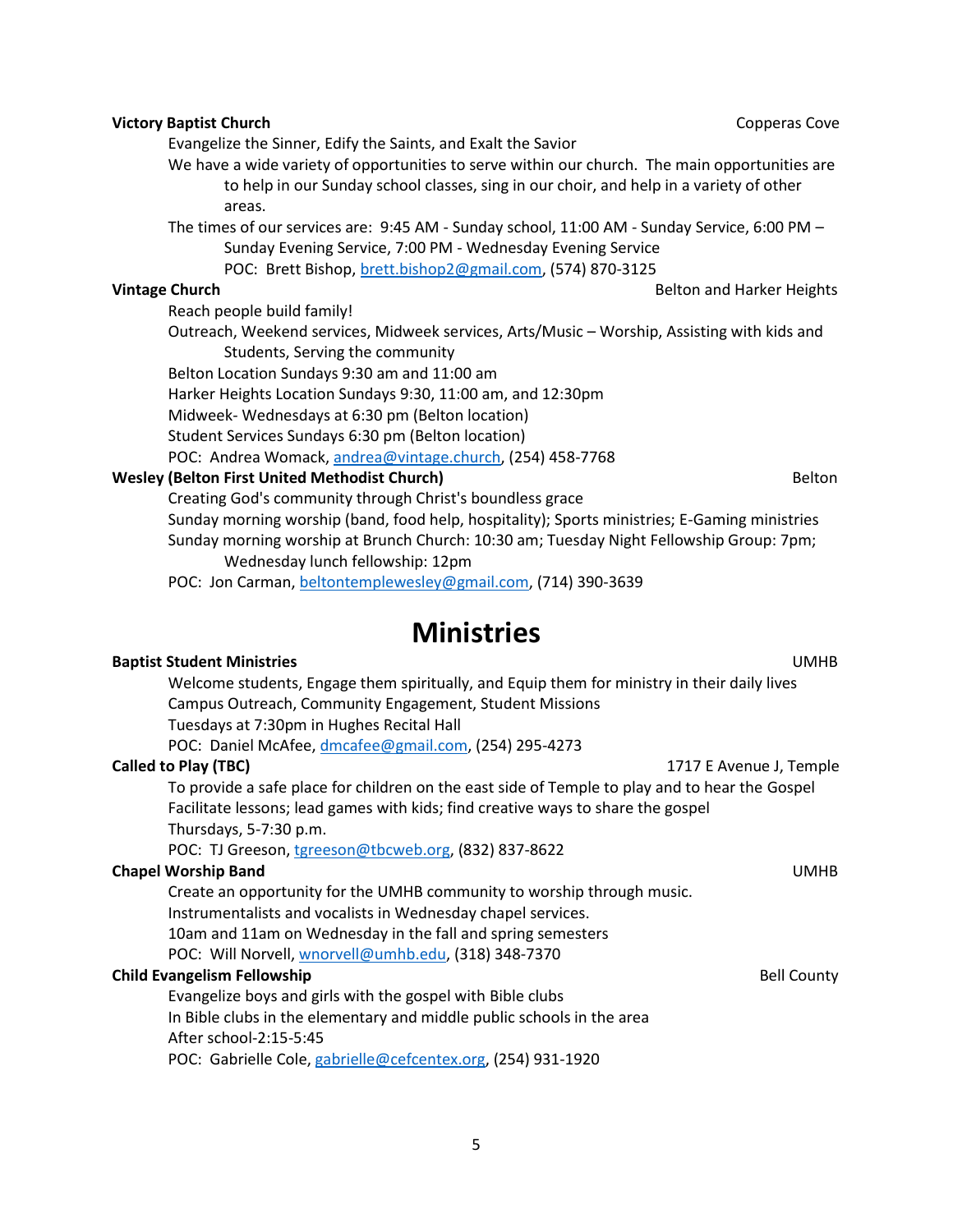**Victory Baptist Church** — Copperas Cove

Evangelize the Sinner, Edify the Saints, and Exalt the Savior

We have a wide variety of opportunities to serve within our church. The main opportunities are to help in our Sunday school classes, sing in our choir, and help in a variety of other areas.

The times of our services are: 9:45 AM - Sunday school, 11:00 AM - Sunday Service, 6:00 PM – Sunday Evening Service, 7:00 PM - Wednesday Evening Service

POC: Brett Bishop, brett.bishop2@gmail.com, (574) 870-3125

**Vintage Church** — Belton and Harker Heights

Reach people build family!

Outreach, Weekend services, Midweek services, Arts/Music – Worship, Assisting with kids and Students, Serving the community

Belton Location Sundays 9:30 am and 11:00 am

Harker Heights Location Sundays 9:30, 11:00 am, and 12:30pm

Midweek- Wednesdays at 6:30 pm (Belton location)

Student Services Sundays 6:30 pm (Belton location)

POC: Andrea Womack, andrea@vintage.church, (254) 458-7768

**Wesley (Belton First United Methodist Church)** — Belton

Creating God's community through Christ's boundless grace

Sunday morning worship (band, food help, hospitality); Sports ministries; E-Gaming ministries

Sunday morning worship at Brunch Church: 10:30 am; Tuesday Night Fellowship Group: 7pm; Wednesday lunch fellowship: 12pm

POC: Jon Carman, beltontemplewesley@gmail.com, (714) 390-3639

# Ministries

**Baptist Student Ministries** — UMHB

Welcome students, Engage them spiritually, and Equip them for ministry in their daily lives

Campus Outreach, Community Engagement, Student Missions

Tuesdays at 7:30pm in Hughes Recital Hall

POC: Daniel McAfee, dmcafee@gmail.com, (254) 295-4273

**Called to Play (TBC)** — 1717 E Avenue J, Temple

To provide a safe place for children on the east side of Temple to play and to hear the Gospel

Facilitate lessons; lead games with kids; find creative ways to share the gospel

Thursdays, 5-7:30 p.m.

POC: TJ Greeson, tgreeson@tbcweb.org, (832) 837-8622

**Chapel Worship Band** — UMHB

Create an opportunity for the UMHB community to worship through music.

Instrumentalists and vocalists in Wednesday chapel services.

10am and 11am on Wednesday in the fall and spring semesters

POC: Will Norvell, wnorvell@umhb.edu, (318) 348-7370

**Child Evangelism Fellowship** — Bell County

Evangelize boys and girls with the gospel with Bible clubs

In Bible clubs in the elementary and middle public schools in the area

After school-2:15-5:45

POC: Gabrielle Cole, gabrielle@cefcentex.org, (254) 931-1920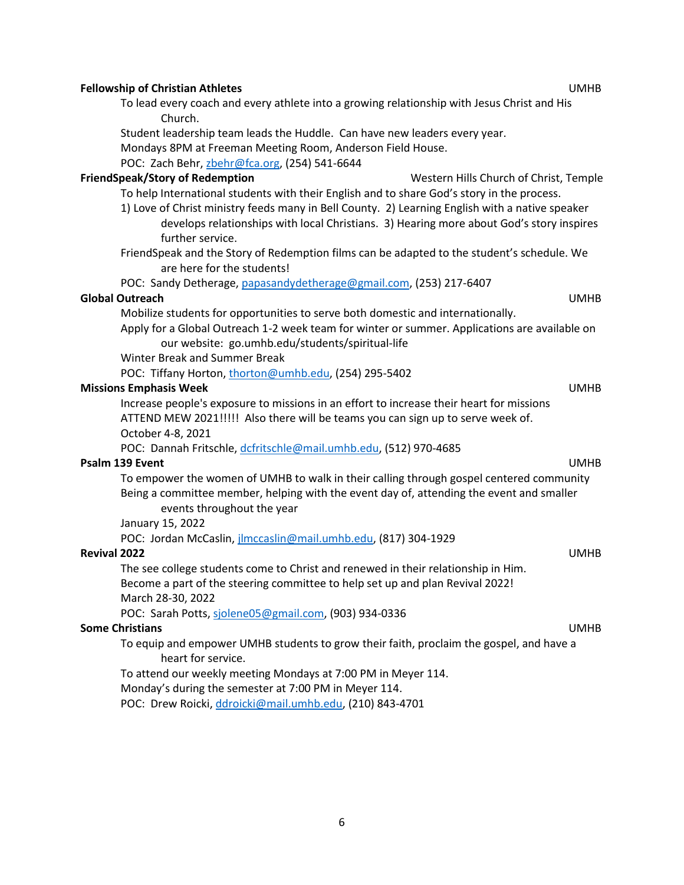**Fellowship of Christian Athletes** UMHB

To lead every coach and every athlete into a growing relationship with Jesus Christ and His Church.

Student leadership team leads the Huddle. Can have new leaders every year.

Mondays 8PM at Freeman Meeting Room, Anderson Field House.

POC: Zach Behr, zbehr@fca.org, (254) 541-6644

**FriendSpeak/Story of Redemption** Western Hills Church of Christ, Temple

To help International students with their English and to share God's story in the process.

1) Love of Christ ministry feeds many in Bell County. 2) Learning English with a native speaker develops relationships with local Christians. 3) Hearing more about God's story inspires further service.

FriendSpeak and the Story of Redemption films can be adapted to the student's schedule. We are here for the students!

POC: Sandy Detherage, papasandydetherage@gmail.com, (253) 217-6407

**Global Outreach** UMHB

Mobilize students for opportunities to serve both domestic and internationally.

Apply for a Global Outreach 1-2 week team for winter or summer. Applications are available on our website: go.umhb.edu/students/spiritual-life

Winter Break and Summer Break

POC: Tiffany Horton, thorton@umhb.edu, (254) 295-5402

**Missions Emphasis Week** UMHB

Increase people's exposure to missions in an effort to increase their heart for missions

ATTEND MEW 2021!!!!! Also there will be teams you can sign up to serve week of.

October 4-8, 2021

POC: Dannah Fritschle, dcfritschle@mail.umhb.edu, (512) 970-4685

**Psalm 139 Event** UMHB

To empower the women of UMHB to walk in their calling through gospel centered community

Being a committee member, helping with the event day of, attending the event and smaller events throughout the year

January 15, 2022

POC: Jordan McCaslin, jlmccaslin@mail.umhb.edu, (817) 304-1929

**Revival 2022** UMHB

The see college students come to Christ and renewed in their relationship in Him.

Become a part of the steering committee to help set up and plan Revival 2022!

March 28-30, 2022

POC: Sarah Potts, sjolene05@gmail.com, (903) 934-0336

**Some Christians** UMHB

To equip and empower UMHB students to grow their faith, proclaim the gospel, and have a heart for service.

To attend our weekly meeting Mondays at 7:00 PM in Meyer 114.

Monday's during the semester at 7:00 PM in Meyer 114.

POC: Drew Roicki, ddroicki@mail.umhb.edu, (210) 843-4701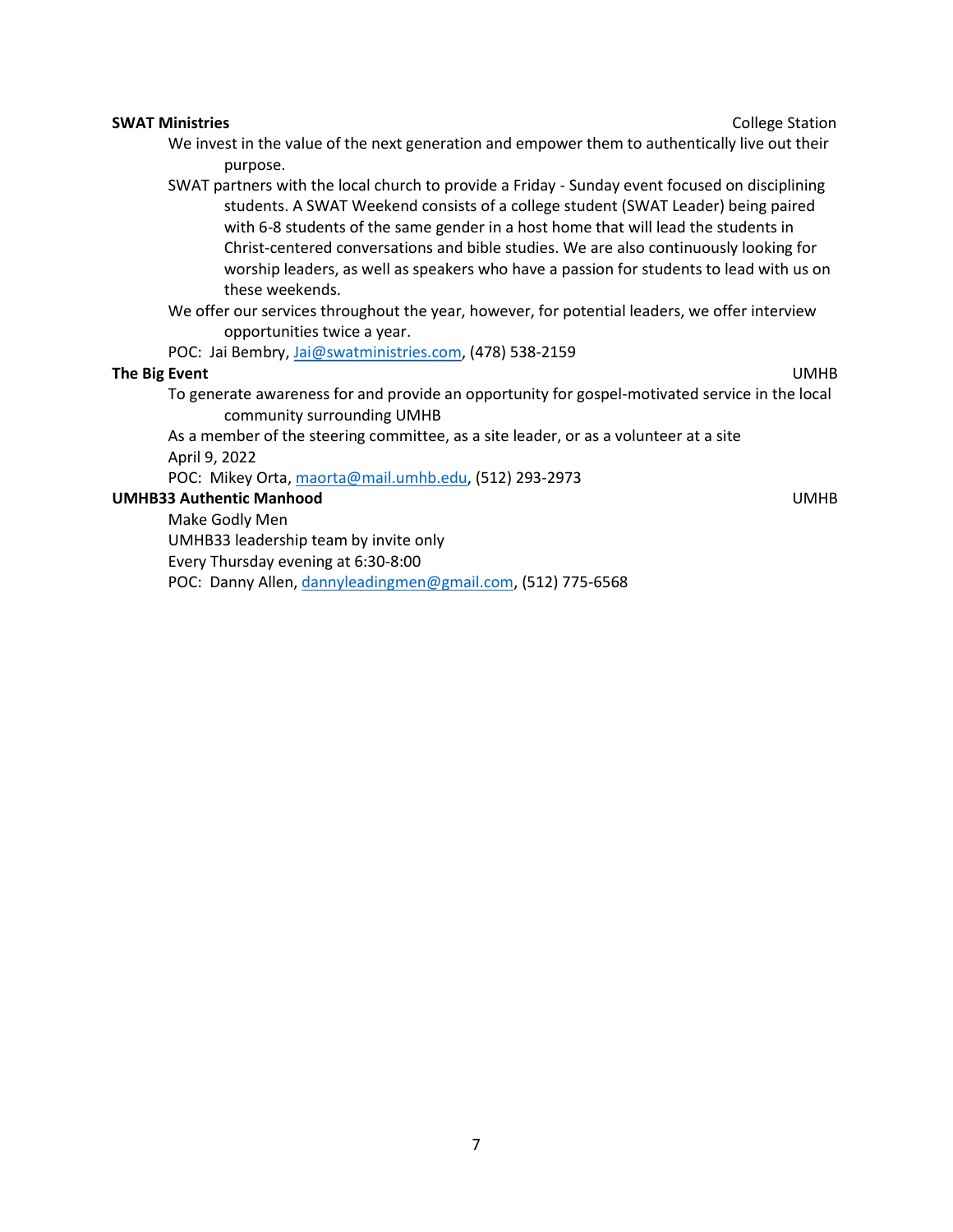**SWAT Ministries** College Station

We invest in the value of the next generation and empower them to authentically live out their purpose.

SWAT partners with the local church to provide a Friday - Sunday event focused on disciplining students. A SWAT Weekend consists of a college student (SWAT Leader) being paired with 6-8 students of the same gender in a host home that will lead the students in Christ-centered conversations and bible studies. We are also continuously looking for worship leaders, as well as speakers who have a passion for students to lead with us on these weekends.

We offer our services throughout the year, however, for potential leaders, we offer interview opportunities twice a year.

POC: Jai Bembry, Jai@swatministries.com, (478) 538-2159

**The Big Event** UMHB

To generate awareness for and provide an opportunity for gospel-motivated service in the local community surrounding UMHB

As a member of the steering committee, as a site leader, or as a volunteer at a site

April 9, 2022

POC: Mikey Orta, maorta@mail.umhb.edu, (512) 293-2973

**UMHB33 Authentic Manhood** UMHB

Make Godly Men

UMHB33 leadership team by invite only

Every Thursday evening at 6:30-8:00

POC: Danny Allen, dannyleadingmen@gmail.com, (512) 775-6568